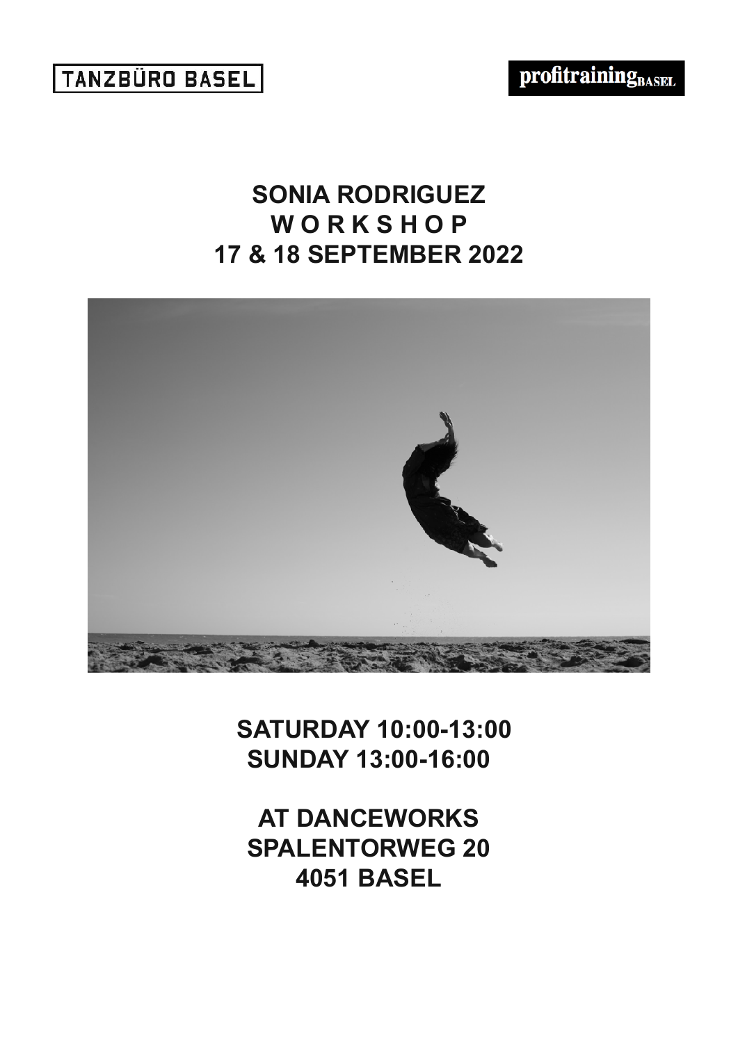TANZBÜRO BASEL

profitraining BASEL

# SONIA RODRIGUEZ
# W O R K S H O P
# 17 & 18 SEPTEMBER 2022

**SATURDAY 10:00-13:00**
**SUNDAY 13:00-16:00**

**AT DANCEWORKS**
**SPALENTORWEG 20**
**4051 BASEL**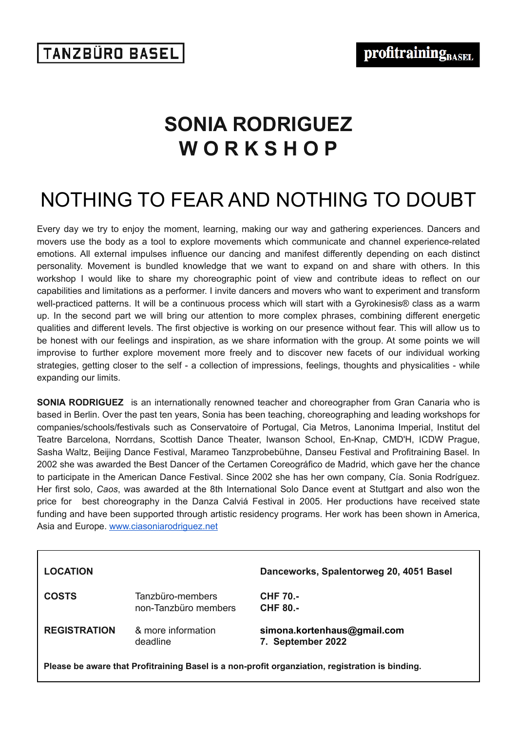TANZBÜRO BASEL

profitraining BASEL

# SONIA RODRIGUEZ
# W O R K S H O P

## NOTHING TO FEAR AND NOTHING TO DOUBT

Every day we try to enjoy the moment, learning, making our way and gathering experiences. Dancers and movers use the body as a tool to explore movements which communicate and channel experience-related emotions. All external impulses influence our dancing and manifest differently depending on each distinct personality. Movement is bundled knowledge that we want to expand on and share with others. In this workshop I would like to share my choreographic point of view and contribute ideas to reflect on our capabilities and limitations as a performer. I invite dancers and movers who want to experiment and transform well-practiced patterns. It will be a continuous process which will start with a Gyrokinesis® class as a warm up. In the second part we will bring our attention to more complex phrases, combining different energetic qualities and different levels. The first objective is working on our presence without fear. This will allow us to be honest with our feelings and inspiration, as we share information with the group. At some points we will improvise to further explore movement more freely and to discover new facets of our individual working strategies, getting closer to the self - a collection of impressions, feelings, thoughts and physicalities - while expanding our limits.

**SONIA RODRIGUEZ** is an internationally renowned teacher and choreographer from Gran Canaria who is based in Berlin. Over the past ten years, Sonia has been teaching, choreographing and leading workshops for companies/schools/festivals such as Conservatoire of Portugal, Cia Metros, Lanonima Imperial, Institut del Teatre Barcelona, Norrdans, Scottish Dance Theater, Iwanson School, En-Knap, CMD'H, ICDW Prague, Sasha Waltz, Beijing Dance Festival, Marameo Tanzprobebühne, Danseu Festival and Profitraining Basel. In 2002 she was awarded the Best Dancer of the Certamen Coreográfico de Madrid, which gave her the chance to participate in the American Dance Festival. Since 2002 she has her own company, Cía. Sonia Rodríguez. Her first solo, *Caos*, was awarded at the 8th International Solo Dance event at Stuttgart and also won the price for best choreography in the Danza Calviá Festival in 2005. Her productions have received state funding and have been supported through artistic residency programs. Her work has been shown in America, Asia and Europe. www.ciasoniarodriguez.net

| | | |
|---|---|---|
| **LOCATION** | | **Danceworks, Spalentorweg 20, 4051 Basel** |
| **COSTS** | Tanzbüro-members<br>non-Tanzbüro members | **CHF 70.-**<br>**CHF 80.-** |
| **REGISTRATION** | & more information<br>deadline | **simona.kortenhaus@gmail.com**<br>**7. September 2022** |

**Please be aware that Profitraining Basel is a non-profit organziation, registration is binding.**